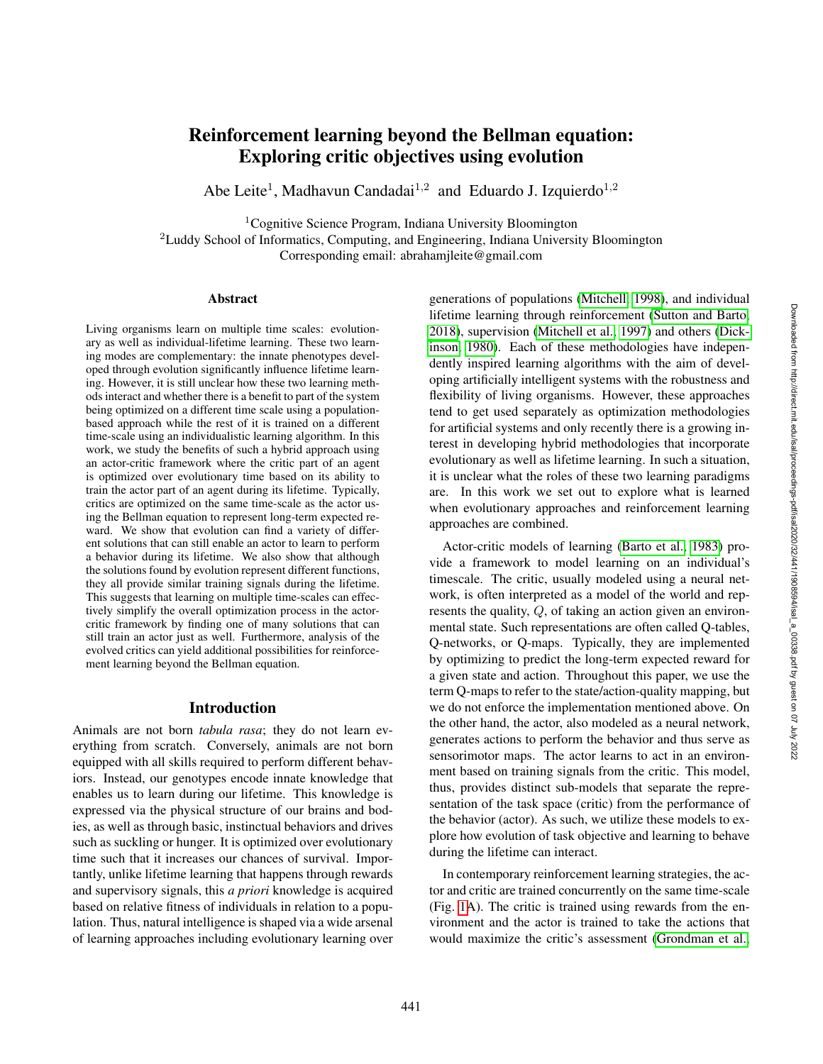# Reinforcement learning beyond the Bellman equation: Exploring critic objectives using evolution

Abe Leite[1], Madhavun Candadai[1,2] and Eduardo J. Izquierdo[1,2]

[1]Cognitive Science Program, Indiana University Bloomington
[2]Luddy School of Informatics, Computing, and Engineering, Indiana University Bloomington
Corresponding email: abrahamjleite@gmail.com

## Abstract

Living organisms learn on multiple time scales: evolutionary as well as individual-lifetime learning. These two learning modes are complementary: the innate phenotypes developed through evolution significantly influence lifetime learning. However, it is still unclear how these two learning methods interact and whether there is a benefit to part of the system being optimized on a different time scale using a population-based approach while the rest of it is trained on a different time-scale using an individualistic learning algorithm. In this work, we study the benefits of such a hybrid approach using an actor-critic framework where the critic part of an agent is optimized over evolutionary time based on its ability to train the actor part of an agent during its lifetime. Typically, critics are optimized on the same time-scale as the actor using the Bellman equation to represent long-term expected reward. We show that evolution can find a variety of different solutions that can still enable an actor to learn to perform a behavior during its lifetime. We also show that although the solutions found by evolution represent different functions, they all provide similar training signals during the lifetime. This suggests that learning on multiple time-scales can effectively simplify the overall optimization process in the actor-critic framework by finding one of many solutions that can still train an actor just as well. Furthermore, analysis of the evolved critics can yield additional possibilities for reinforcement learning beyond the Bellman equation.

## Introduction

Animals are not born *tabula rasa*; they do not learn everything from scratch. Conversely, animals are not born equipped with all skills required to perform different behaviors. Instead, our genotypes encode innate knowledge that enables us to learn during our lifetime. This knowledge is expressed via the physical structure of our brains and bodies, as well as through basic, instinctual behaviors and drives such as suckling or hunger. It is optimized over evolutionary time such that it increases our chances of survival. Importantly, unlike lifetime learning that happens through rewards and supervisory signals, this *a priori* knowledge is acquired based on relative fitness of individuals in relation to a population. Thus, natural intelligence is shaped via a wide arsenal of learning approaches including evolutionary learning over generations of populations (Mitchell, 1998), and individual lifetime learning through reinforcement (Sutton and Barto, 2018), supervision (Mitchell et al., 1997) and others (Dickinson, 1980). Each of these methodologies have independently inspired learning algorithms with the aim of developing artificially intelligent systems with the robustness and flexibility of living organisms. However, these approaches tend to get used separately as optimization methodologies for artificial systems and only recently there is a growing interest in developing hybrid methodologies that incorporate evolutionary as well as lifetime learning. In such a situation, it is unclear what the roles of these two learning paradigms are. In this work we set out to explore what is learned when evolutionary approaches and reinforcement learning approaches are combined.

Actor-critic models of learning (Barto et al., 1983) provide a framework to model learning on an individual's timescale. The critic, usually modeled using a neural network, is often interpreted as a model of the world and represents the quality, $Q$, of taking an action given an environmental state. Such representations are often called Q-tables, Q-networks, or Q-maps. Typically, they are implemented by optimizing to predict the long-term expected reward for a given state and action. Throughout this paper, we use the term Q-maps to refer to the state/action-quality mapping, but we do not enforce the implementation mentioned above. On the other hand, the actor, also modeled as a neural network, generates actions to perform the behavior and thus serve as sensorimotor maps. The actor learns to act in an environment based on training signals from the critic. This model, thus, provides distinct sub-models that separate the representation of the task space (critic) from the performance of the behavior (actor). As such, we utilize these models to explore how evolution of task objective and learning to behave during the lifetime can interact.

In contemporary reinforcement learning strategies, the actor and critic are trained concurrently on the same time-scale (Fig. 1A). The critic is trained using rewards from the environment and the actor is trained to take the actions that would maximize the critic's assessment (Grondman et al.,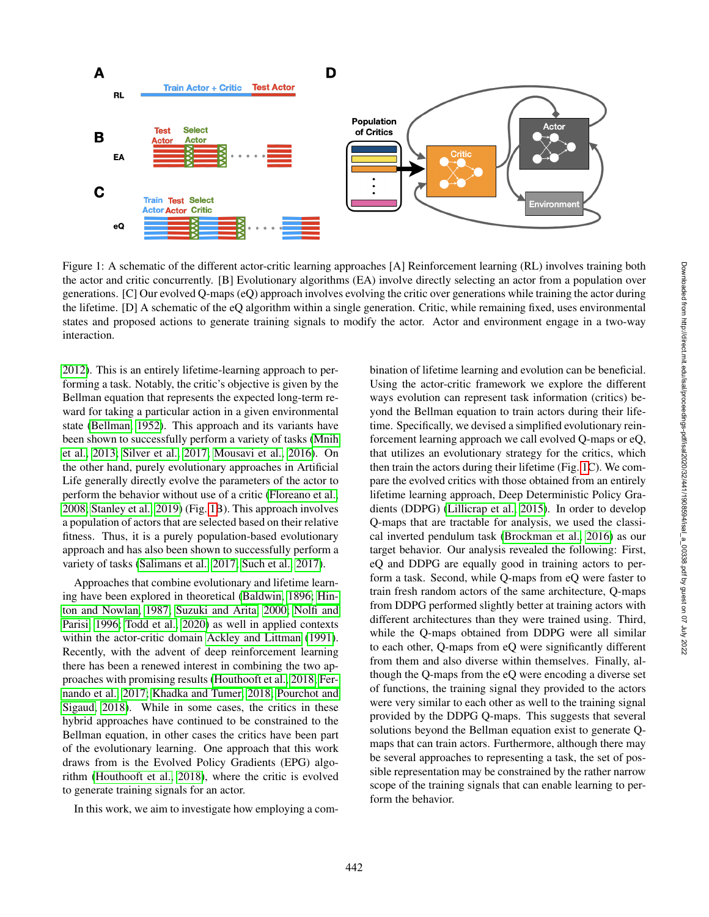Figure 1: A schematic of the different actor-critic learning approaches [A] Reinforcement learning (RL) involves training both the actor and critic concurrently. [B] Evolutionary algorithms (EA) involve directly selecting an actor from a population over generations. [C] Our evolved Q-maps (eQ) approach involves evolving the critic over generations while training the actor during the lifetime. [D] A schematic of the eQ algorithm within a single generation. Critic, while remaining fixed, uses environmental states and proposed actions to generate training signals to modify the actor. Actor and environment engage in a two-way interaction.

2012). This is an entirely lifetime-learning approach to performing a task. Notably, the critic's objective is given by the Bellman equation that represents the expected long-term reward for taking a particular action in a given environmental state (Bellman, 1952). This approach and its variants have been shown to successfully perform a variety of tasks (Mnih et al., 2013; Silver et al., 2017; Mousavi et al., 2016). On the other hand, purely evolutionary approaches in Artificial Life generally directly evolve the parameters of the actor to perform the behavior without use of a critic (Floreano et al., 2008; Stanley et al., 2019) (Fig. 1B). This approach involves a population of actors that are selected based on their relative fitness. Thus, it is a purely population-based evolutionary approach and has also been shown to successfully perform a variety of tasks (Salimans et al., 2017; Such et al., 2017).

Approaches that combine evolutionary and lifetime learning have been explored in theoretical (Baldwin, 1896; Hinton and Nowlan, 1987; Suzuki and Arita, 2000; Nolfi and Parisi, 1996; Todd et al., 2020) as well as in applied contexts within the actor-critic domain Ackley and Littman (1991). Recently, with the advent of deep reinforcement learning there has been a renewed interest in combining the two approaches with promising results (Houthooft et al., 2018; Fernando et al., 2017; Khadka and Tumer, 2018; Pourchot and Sigaud, 2018). While in some cases, the critics in these hybrid approaches have continued to be constrained to the Bellman equation, in other cases the critics have been part of the evolutionary learning. One approach that this work draws from is the Evolved Policy Gradients (EPG) algorithm (Houthooft et al., 2018), where the critic is evolved to generate training signals for an actor.

In this work, we aim to investigate how employing a combination of lifetime learning and evolution can be beneficial. Using the actor-critic framework we explore the different ways evolution can represent task information (critics) beyond the Bellman equation to train actors during their lifetime. Specifically, we devised a simplified evolutionary reinforcement learning approach we call evolved Q-maps or eQ, that utilizes an evolutionary strategy for the critics, which then train the actors during their lifetime (Fig. 1C). We compare the evolved critics with those obtained from an entirely lifetime learning approach, Deep Deterministic Policy Gradients (DDPG) (Lillicrap et al., 2015). In order to develop Q-maps that are tractable for analysis, we used the classical inverted pendulum task (Brockman et al., 2016) as our target behavior. Our analysis revealed the following: First, eQ and DDPG are equally good in training actors to perform a task. Second, while Q-maps from eQ were faster to train fresh random actors of the same architecture, Q-maps from DDPG performed slightly better at training actors with different architectures than they were trained using. Third, while the Q-maps obtained from DDPG were all similar to each other, Q-maps from eQ were significantly different from them and also diverse within themselves. Finally, although the Q-maps from the eQ were encoding a diverse set of functions, the training signal they provided to the actors were very similar to each other as well to the training signal provided by the DDPG Q-maps. This suggests that several solutions beyond the Bellman equation exist to generate Q-maps that can train actors. Furthermore, although there may be several approaches to representing a task, the set of possible representation may be constrained by the rather narrow scope of the training signals that can enable learning to perform the behavior.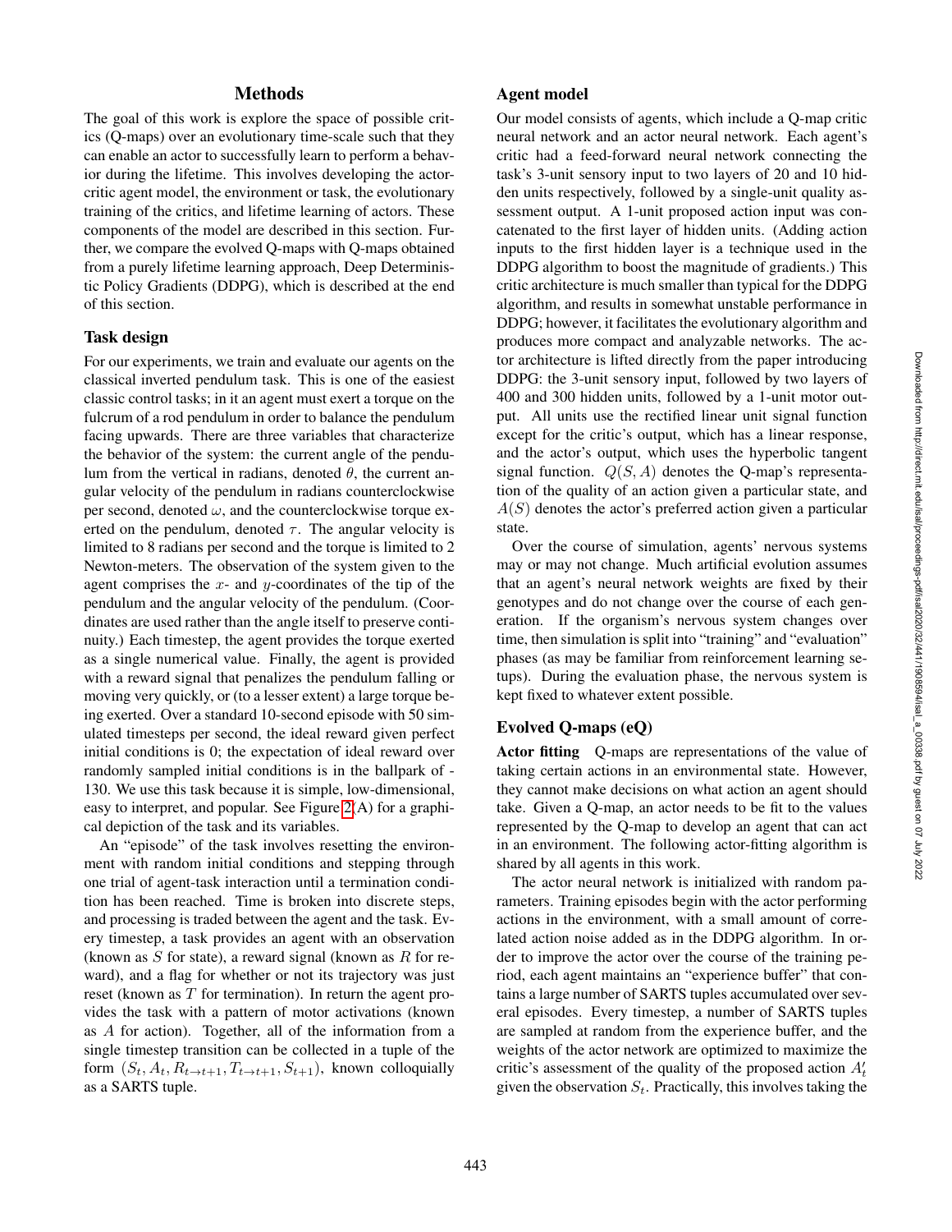## Methods

The goal of this work is explore the space of possible critics (Q-maps) over an evolutionary time-scale such that they can enable an actor to successfully learn to perform a behavior during the lifetime. This involves developing the actor-critic agent model, the environment or task, the evolutionary training of the critics, and lifetime learning of actors. These components of the model are described in this section. Further, we compare the evolved Q-maps with Q-maps obtained from a purely lifetime learning approach, Deep Deterministic Policy Gradients (DDPG), which is described at the end of this section.

### Task design

For our experiments, we train and evaluate our agents on the classical inverted pendulum task. This is one of the easiest classic control tasks; in it an agent must exert a torque on the fulcrum of a rod pendulum in order to balance the pendulum facing upwards. There are three variables that characterize the behavior of the system: the current angle of the pendulum from the vertical in radians, denoted $\theta$, the current angular velocity of the pendulum in radians counterclockwise per second, denoted $\omega$, and the counterclockwise torque exerted on the pendulum, denoted $\tau$. The angular velocity is limited to 8 radians per second and the torque is limited to 2 Newton-meters. The observation of the system given to the agent comprises the $x$- and $y$-coordinates of the tip of the pendulum and the angular velocity of the pendulum. (Coordinates are used rather than the angle itself to preserve continuity.) Each timestep, the agent provides the torque exerted as a single numerical value. Finally, the agent is provided with a reward signal that penalizes the pendulum falling or moving very quickly, or (to a lesser extent) a large torque being exerted. Over a standard 10-second episode with 50 simulated timesteps per second, the ideal reward given perfect initial conditions is 0; the expectation of ideal reward over randomly sampled initial conditions is in the ballpark of -130. We use this task because it is simple, low-dimensional, easy to interpret, and popular. See Figure 2(A) for a graphical depiction of the task and its variables.

An "episode" of the task involves resetting the environment with random initial conditions and stepping through one trial of agent-task interaction until a termination condition has been reached. Time is broken into discrete steps, and processing is traded between the agent and the task. Every timestep, a task provides an agent with an observation (known as $S$ for state), a reward signal (known as $R$ for reward), and a flag for whether or not its trajectory was just reset (known as $T$ for termination). In return the agent provides the task with a pattern of motor activations (known as $A$ for action). Together, all of the information from a single timestep transition can be collected in a tuple of the form $(S_t, A_t, R_{t\to t+1}, T_{t\to t+1}, S_{t+1})$, known colloquially as a SARTS tuple.

### Agent model

Our model consists of agents, which include a Q-map critic neural network and an actor neural network. Each agent's critic had a feed-forward neural network connecting the task's 3-unit sensory input to two layers of 20 and 10 hidden units respectively, followed by a single-unit quality assessment output. A 1-unit proposed action input was concatenated to the first layer of hidden units. (Adding action inputs to the first hidden layer is a technique used in the DDPG algorithm to boost the magnitude of gradients.) This critic architecture is much smaller than typical for the DDPG algorithm, and results in somewhat unstable performance in DDPG; however, it facilitates the evolutionary algorithm and produces more compact and analyzable networks. The actor architecture is lifted directly from the paper introducing DDPG: the 3-unit sensory input, followed by two layers of 400 and 300 hidden units, followed by a 1-unit motor output. All units use the rectified linear unit signal function except for the critic's output, which has a linear response, and the actor's output, which uses the hyperbolic tangent signal function. $Q(S, A)$ denotes the Q-map's representation of the quality of an action given a particular state, and $A(S)$ denotes the actor's preferred action given a particular state.

Over the course of simulation, agents' nervous systems may or may not change. Much artificial evolution assumes that an agent's neural network weights are fixed by their genotypes and do not change over the course of each generation. If the organism's nervous system changes over time, then simulation is split into "training" and "evaluation" phases (as may be familiar from reinforcement learning setups). During the evaluation phase, the nervous system is kept fixed to whatever extent possible.

### Evolved Q-maps (eQ)

**Actor fitting** Q-maps are representations of the value of taking certain actions in an environmental state. However, they cannot make decisions on what action an agent should take. Given a Q-map, an actor needs to be fit to the values represented by the Q-map to develop an agent that can act in an environment. The following actor-fitting algorithm is shared by all agents in this work.

The actor neural network is initialized with random parameters. Training episodes begin with the actor performing actions in the environment, with a small amount of correlated action noise added as in the DDPG algorithm. In order to improve the actor over the course of the training period, each agent maintains an "experience buffer" that contains a large number of SARTS tuples accumulated over several episodes. Every timestep, a number of SARTS tuples are sampled at random from the experience buffer, and the weights of the actor network are optimized to maximize the critic's assessment of the quality of the proposed action $A'_t$ given the observation $S_t$. Practically, this involves taking the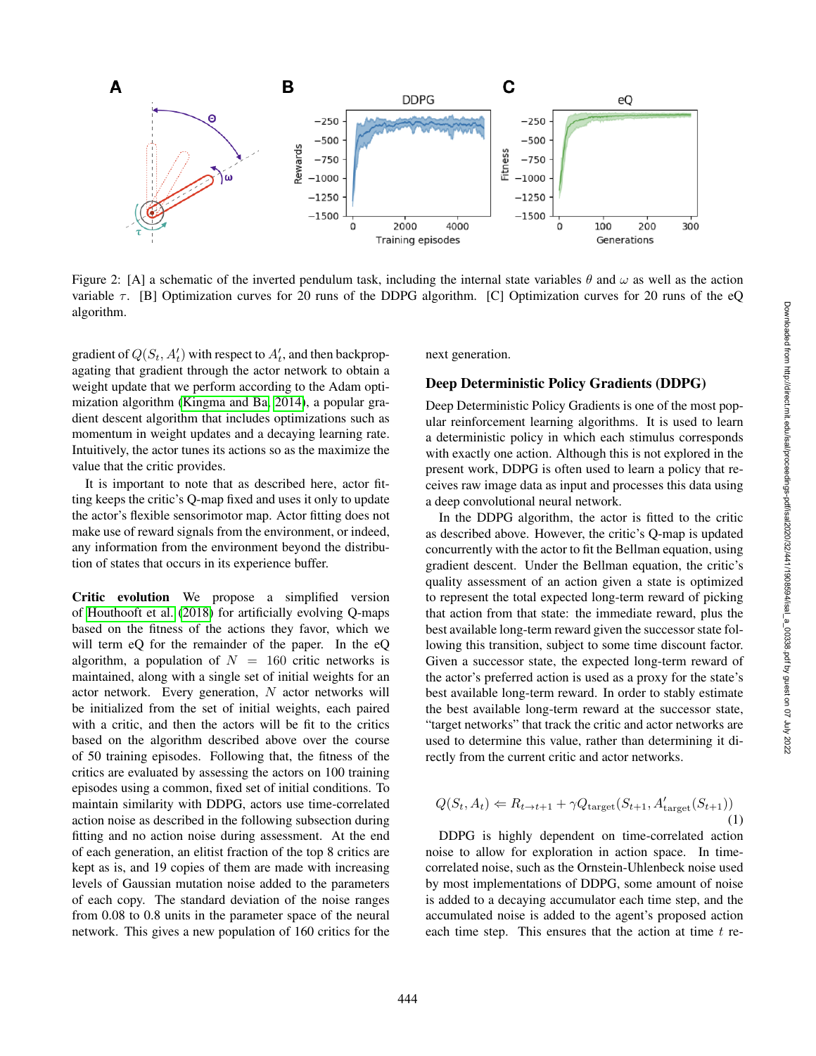Figure 2: [A] a schematic of the inverted pendulum task, including the internal state variables $\theta$ and $\omega$ as well as the action variable $\tau$. [B] Optimization curves for 20 runs of the DDPG algorithm. [C] Optimization curves for 20 runs of the eQ algorithm.

gradient of $Q(S_t, A'_t)$ with respect to $A'_t$, and then backpropagating that gradient through the actor network to obtain a weight update that we perform according to the Adam optimization algorithm (Kingma and Ba, 2014), a popular gradient descent algorithm that includes optimizations such as momentum in weight updates and a decaying learning rate. Intuitively, the actor tunes its actions so as the maximize the value that the critic provides.

It is important to note that as described here, actor fitting keeps the critic's Q-map fixed and uses it only to update the actor's flexible sensorimotor map. Actor fitting does not make use of reward signals from the environment, or indeed, any information from the environment beyond the distribution of states that occurs in its experience buffer.

**Critic evolution** We propose a simplified version of Houthooft et al. (2018) for artificially evolving Q-maps based on the fitness of the actions they favor, which we will term eQ for the remainder of the paper. In the eQ algorithm, a population of $N = 160$ critic networks is maintained, along with a single set of initial weights for an actor network. Every generation, $N$ actor networks will be initialized from the set of initial weights, each paired with a critic, and then the actors will be fit to the critics based on the algorithm described above over the course of 50 training episodes. Following that, the fitness of the critics are evaluated by assessing the actors on 100 training episodes using a common, fixed set of initial conditions. To maintain similarity with DDPG, actors use time-correlated action noise as described in the following subsection during fitting and no action noise during assessment. At the end of each generation, an elitist fraction of the top 8 critics are kept as is, and 19 copies of them are made with increasing levels of Gaussian mutation noise added to the parameters of each copy. The standard deviation of the noise ranges from 0.08 to 0.8 units in the parameter space of the neural network. This gives a new population of 160 critics for the next generation.

## Deep Deterministic Policy Gradients (DDPG)

Deep Deterministic Policy Gradients is one of the most popular reinforcement learning algorithms. It is used to learn a deterministic policy in which each stimulus corresponds with exactly one action. Although this is not explored in the present work, DDPG is often used to learn a policy that receives raw image data as input and processes this data using a deep convolutional neural network.

In the DDPG algorithm, the actor is fitted to the critic as described above. However, the critic's Q-map is updated concurrently with the actor to fit the Bellman equation, using gradient descent. Under the Bellman equation, the critic's quality assessment of an action given a state is optimized to represent the total expected long-term reward of picking that action from that state: the immediate reward, plus the best available long-term reward given the successor state following this transition, subject to some time discount factor. Given a successor state, the expected long-term reward of the actor's preferred action is used as a proxy for the state's best available long-term reward. In order to stably estimate the best available long-term reward at the successor state, "target networks" that track the critic and actor networks are used to determine this value, rather than determining it directly from the current critic and actor networks.

$$Q(S_t, A_t) \Leftarrow R_{t \to t+1} + \gamma Q_{\text{target}}(S_{t+1}, A'_{\text{target}}(S_{t+1})) \tag{1}$$

DDPG is highly dependent on time-correlated action noise to allow for exploration in action space. In time-correlated noise, such as the Ornstein-Uhlenbeck noise used by most implementations of DDPG, some amount of noise is added to a decaying accumulator each time step, and the accumulated noise is added to the agent's proposed action each time step. This ensures that the action at time $t$ re-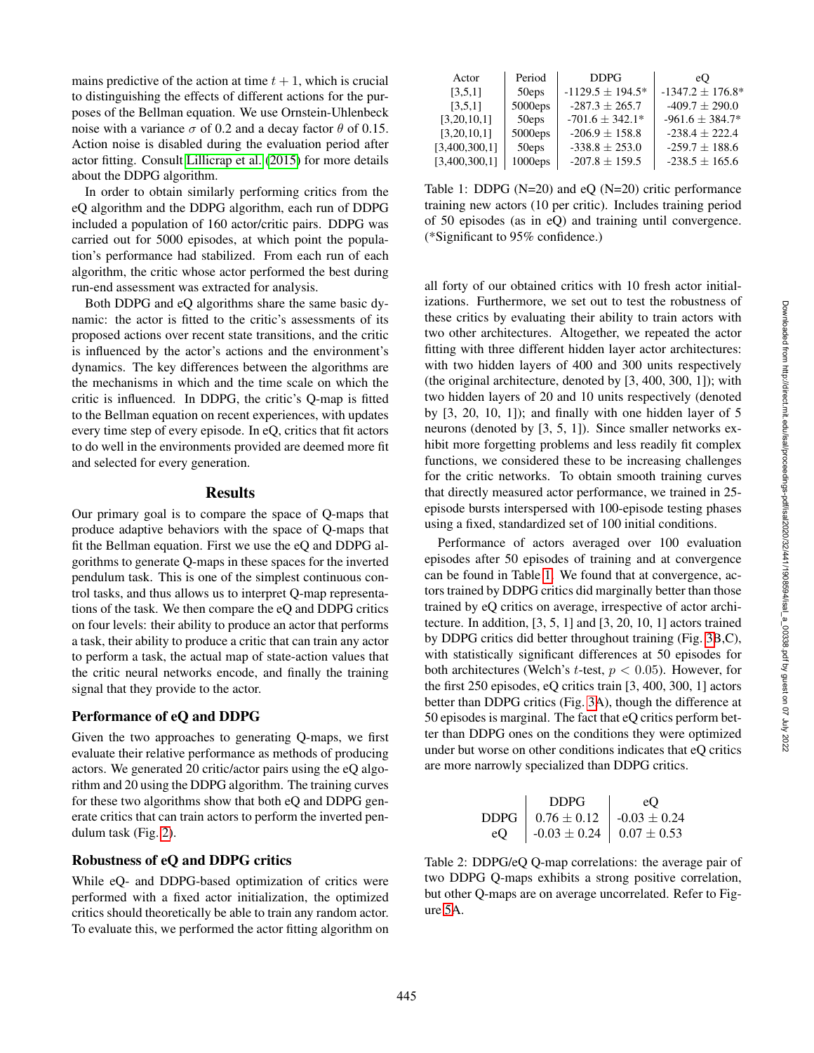mains predictive of the action at time $t + 1$, which is crucial to distinguishing the effects of different actions for the purposes of the Bellman equation. We use Ornstein-Uhlenbeck noise with a variance $\sigma$ of 0.2 and a decay factor $\theta$ of 0.15. Action noise is disabled during the evaluation period after actor fitting. Consult Lillicrap et al. (2015) for more details about the DDPG algorithm.

In order to obtain similarly performing critics from the eQ algorithm and the DDPG algorithm, each run of DDPG included a population of 160 actor/critic pairs. DDPG was carried out for 5000 episodes, at which point the population's performance had stabilized. From each run of each algorithm, the critic whose actor performed the best during run-end assessment was extracted for analysis.

Both DDPG and eQ algorithms share the same basic dynamic: the actor is fitted to the critic's assessments of its proposed actions over recent state transitions, and the critic is influenced by the actor's actions and the environment's dynamics. The key differences between the algorithms are the mechanisms in which and the time scale on which the critic is influenced. In DDPG, the critic's Q-map is fitted to the Bellman equation on recent experiences, with updates every time step of every episode. In eQ, critics that fit actors to do well in the environments provided are deemed more fit and selected for every generation.

## Results

Our primary goal is to compare the space of Q-maps that produce adaptive behaviors with the space of Q-maps that fit the Bellman equation. First we use the eQ and DDPG algorithms to generate Q-maps in these spaces for the inverted pendulum task. This is one of the simplest continuous control tasks, and thus allows us to interpret Q-map representations of the task. We then compare the eQ and DDPG critics on four levels: their ability to produce an actor that performs a task, their ability to produce a critic that can train any actor to perform a task, the actual map of state-action values that the critic neural networks encode, and finally the training signal that they provide to the actor.

### Performance of eQ and DDPG

Given the two approaches to generating Q-maps, we first evaluate their relative performance as methods of producing actors. We generated 20 critic/actor pairs using the eQ algorithm and 20 using the DDPG algorithm. The training curves for these two algorithms show that both eQ and DDPG generate critics that can train actors to perform the inverted pendulum task (Fig. 2).

### Robustness of eQ and DDPG critics

While eQ- and DDPG-based optimization of critics were performed with a fixed actor initialization, the optimized critics should theoretically be able to train any random actor. To evaluate this, we performed the actor fitting algorithm on all forty of our obtained critics with 10 fresh actor initializations. Furthermore, we set out to test the robustness of these critics by evaluating their ability to train actors with two other architectures. Altogether, we repeated the actor fitting with three different hidden layer actor architectures: with two hidden layers of 400 and 300 units respectively (the original architecture, denoted by [3, 400, 300, 1]); with two hidden layers of 20 and 10 units respectively (denoted by [3, 20, 10, 1]); and finally with one hidden layer of 5 neurons (denoted by [3, 5, 1]). Since smaller networks exhibit more forgetting problems and less readily fit complex functions, we considered these to be increasing challenges for the critic networks. To obtain smooth training curves that directly measured actor performance, we trained in 25-episode bursts interspersed with 100-episode testing phases using a fixed, standardized set of 100 initial conditions.

| Actor | Period | DDPG | eQ |
|---|---|---|---|
| [3,5,1] | 50eps | -1129.5 ± 194.5* | -1347.2 ± 176.8* |
| [3,5,1] | 5000eps | -287.3 ± 265.7 | -409.7 ± 290.0 |
| [3,20,10,1] | 50eps | -701.6 ± 342.1* | -961.6 ± 384.7* |
| [3,20,10,1] | 5000eps | -206.9 ± 158.8 | -238.4 ± 222.4 |
| [3,400,300,1] | 50eps | -338.8 ± 253.0 | -259.7 ± 188.6 |
| [3,400,300,1] | 1000eps | -207.8 ± 159.5 | -238.5 ± 165.6 |

Table 1: DDPG (N=20) and eQ (N=20) critic performance training new actors (10 per critic). Includes training period of 50 episodes (as in eQ) and training until convergence. (*Significant to 95% confidence.)

Performance of actors averaged over 100 evaluation episodes after 50 episodes of training and at convergence can be found in Table 1. We found that at convergence, actors trained by DDPG critics did marginally better than those trained by eQ critics on average, irrespective of actor architecture. In addition, [3, 5, 1] and [3, 20, 10, 1] actors trained by DDPG critics did better throughout training (Fig. 3B,C), with statistically significant differences at 50 episodes for both architectures (Welch's $t$-test, $p < 0.05$). However, for the first 250 episodes, eQ critics train [3, 400, 300, 1] actors better than DDPG critics (Fig. 3A), though the difference at 50 episodes is marginal. The fact that eQ critics perform better than DDPG ones on the conditions they were optimized under but worse on other conditions indicates that eQ critics are more narrowly specialized than DDPG critics.

| | DDPG | eQ |
|---|---|---|
| DDPG | 0.76 ± 0.12 | -0.03 ± 0.24 |
| eQ | -0.03 ± 0.24 | 0.07 ± 0.53 |

Table 2: DDPG/eQ Q-map correlations: the average pair of two DDPG Q-maps exhibits a strong positive correlation, but other Q-maps are on average uncorrelated. Refer to Figure 5A.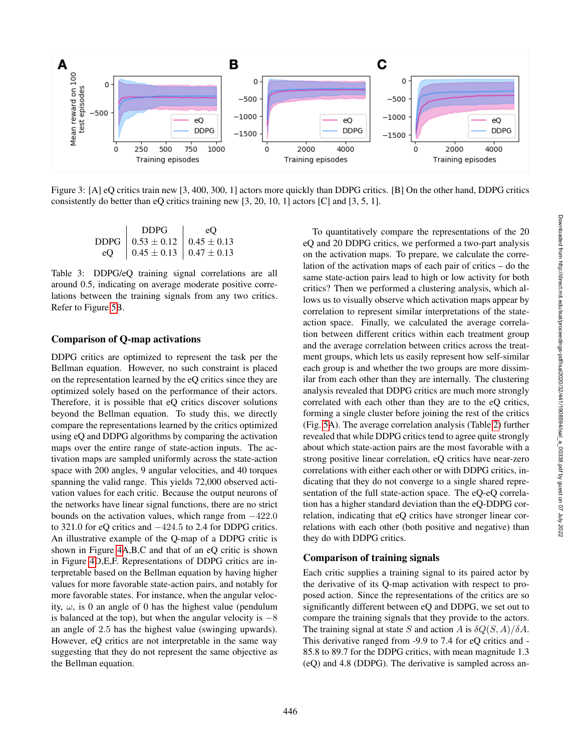Figure 3: [A] eQ critics train new [3, 400, 300, 1] actors more quickly than DDPG critics. [B] On the other hand, DDPG critics consistently do better than eQ critics training new [3, 20, 10, 1] actors [C] and [3, 5, 1].

| | DDPG | eQ |
|---|---|---|
| DDPG | $0.53 \pm 0.12$ | $0.45 \pm 0.13$ |
| eQ | $0.45 \pm 0.13$ | $0.47 \pm 0.13$ |

Table 3: DDPG/eQ training signal correlations are all around 0.5, indicating on average moderate positive correlations between the training signals from any two critics. Refer to Figure 5B.

## Comparison of Q-map activations

DDPG critics are optimized to represent the task per the Bellman equation. However, no such constraint is placed on the representation learned by the eQ critics since they are optimized solely based on the performance of their actors. Therefore, it is possible that eQ critics discover solutions beyond the Bellman equation. To study this, we directly compare the representations learned by the critics optimized using eQ and DDPG algorithms by comparing the activation maps over the entire range of state-action inputs. The activation maps are sampled uniformly across the state-action space with 200 angles, 9 angular velocities, and 40 torques spanning the valid range. This yields 72,000 observed activation values for each critic. Because the output neurons of the networks have linear signal functions, there are no strict bounds on the activation values, which range from $-422.0$ to $321.0$ for eQ critics and $-424.5$ to $2.4$ for DDPG critics. An illustrative example of the Q-map of a DDPG critic is shown in Figure 4A,B,C and that of an eQ critic is shown in Figure 4D,E,F. Representations of DDPG critics are interpretable based on the Bellman equation by having higher values for more favorable state-action pairs, and notably for more favorable states. For instance, when the angular velocity, $\omega$, is 0 an angle of 0 has the highest value (pendulum is balanced at the top), but when the angular velocity is $-8$ an angle of $2.5$ has the highest value (swinging upwards). However, eQ critics are not interpretable in the same way suggesting that they do not represent the same objective as the Bellman equation.

To quantitatively compare the representations of the 20 eQ and 20 DDPG critics, we performed a two-part analysis on the activation maps. To prepare, we calculate the correlation of the activation maps of each pair of critics – do the same state-action pairs lead to high or low activity for both critics? Then we performed a clustering analysis, which allows us to visually observe which activation maps appear by correlation to represent similar interpretations of the state-action space. Finally, we calculated the average correlation between different critics within each treatment group and the average correlation between critics across the treatment groups, which lets us easily represent how self-similar each group is and whether the two groups are more dissimilar from each other than they are internally. The clustering analysis revealed that DDPG critics are much more strongly correlated with each other than they are to the eQ critics, forming a single cluster before joining the rest of the critics (Fig. 5A). The average correlation analysis (Table 2) further revealed that while DDPG critics tend to agree quite strongly about which state-action pairs are the most favorable with a strong positive linear correlation, eQ critics have near-zero correlations with either each other or with DDPG critics, indicating that they do not converge to a single shared representation of the full state-action space. The eQ-eQ correlation has a higher standard deviation than the eQ-DDPG correlation, indicating that eQ critics have stronger linear correlations with each other (both positive and negative) than they do with DDPG critics.

## Comparison of training signals

Each critic supplies a training signal to its paired actor by the derivative of its Q-map activation with respect to proposed action. Since the representations of the critics are so significantly different between eQ and DDPG, we set out to compare the training signals that they provide to the actors. The training signal at state $S$ and action $A$ is $\delta Q(S, A)/\delta A$. This derivative ranged from -9.9 to 7.4 for eQ critics and -85.8 to 89.7 for the DDPG critics, with mean magnitude 1.3 (eQ) and 4.8 (DDPG). The derivative is sampled across an-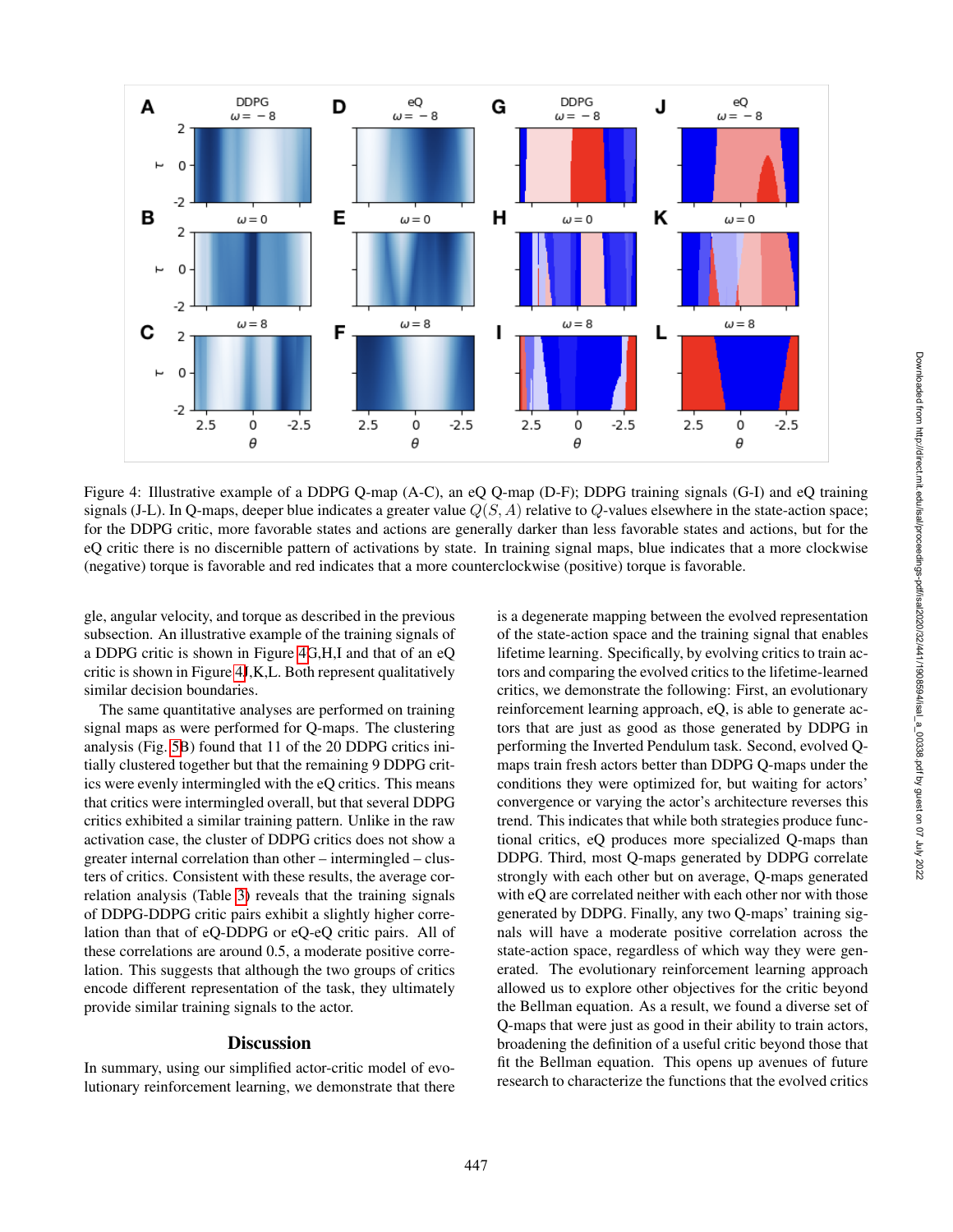Figure 4: Illustrative example of a DDPG Q-map (A-C), an eQ Q-map (D-F); DDPG training signals (G-I) and eQ training signals (J-L). In Q-maps, deeper blue indicates a greater value $Q(S, A)$ relative to $Q$-values elsewhere in the state-action space; for the DDPG critic, more favorable states and actions are generally darker than less favorable states and actions, but for the eQ critic there is no discernible pattern of activations by state. In training signal maps, blue indicates that a more clockwise (negative) torque is favorable and red indicates that a more counterclockwise (positive) torque is favorable.

gle, angular velocity, and torque as described in the previous subsection. An illustrative example of the training signals of a DDPG critic is shown in Figure 4G,H,I and that of an eQ critic is shown in Figure 4J,K,L. Both represent qualitatively similar decision boundaries.

The same quantitative analyses are performed on training signal maps as were performed for Q-maps. The clustering analysis (Fig. 5B) found that 11 of the 20 DDPG critics initially clustered together but that the remaining 9 DDPG critics were evenly intermingled with the eQ critics. This means that critics were intermingled overall, but that several DDPG critics exhibited a similar training pattern. Unlike in the raw activation case, the cluster of DDPG critics does not show a greater internal correlation than other – intermingled – clusters of critics. Consistent with these results, the average correlation analysis (Table 3) reveals that the training signals of DDPG-DDPG critic pairs exhibit a slightly higher correlation than that of eQ-DDPG or eQ-eQ critic pairs. All of these correlations are around 0.5, a moderate positive correlation. This suggests that although the two groups of critics encode different representation of the task, they ultimately provide similar training signals to the actor.

## Discussion

In summary, using our simplified actor-critic model of evolutionary reinforcement learning, we demonstrate that there is a degenerate mapping between the evolved representation of the state-action space and the training signal that enables lifetime learning. Specifically, by evolving critics to train actors and comparing the evolved critics to the lifetime-learned critics, we demonstrate the following: First, an evolutionary reinforcement learning approach, eQ, is able to generate actors that are just as good as those generated by DDPG in performing the Inverted Pendulum task. Second, evolved Q-maps train fresh actors better than DDPG Q-maps under the conditions they were optimized for, but waiting for actors' convergence or varying the actor's architecture reverses this trend. This indicates that while both strategies produce functional critics, eQ produces more specialized Q-maps than DDPG. Third, most Q-maps generated by DDPG correlate strongly with each other but on average, Q-maps generated with eQ are correlated neither with each other nor with those generated by DDPG. Finally, any two Q-maps' training signals will have a moderate positive correlation across the state-action space, regardless of which way they were generated. The evolutionary reinforcement learning approach allowed us to explore other objectives for the critic beyond the Bellman equation. As a result, we found a diverse set of Q-maps that were just as good in their ability to train actors, broadening the definition of a useful critic beyond those that fit the Bellman equation. This opens up avenues of future research to characterize the functions that the evolved critics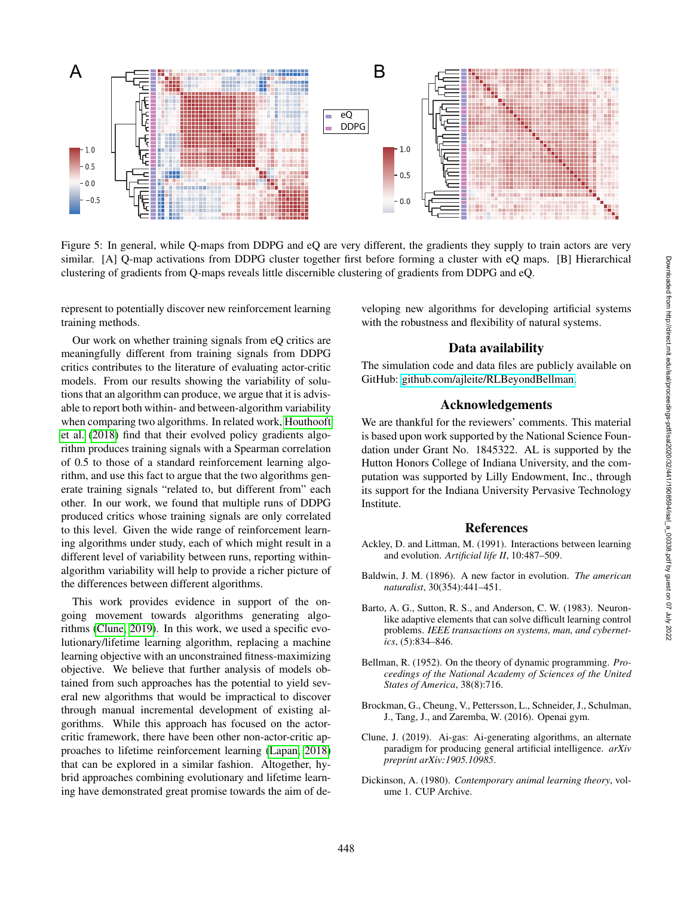Figure 5: In general, while Q-maps from DDPG and eQ are very different, the gradients they supply to train actors are very similar. [A] Q-map activations from DDPG cluster together first before forming a cluster with eQ maps. [B] Hierarchical clustering of gradients from Q-maps reveals little discernible clustering of gradients from DDPG and eQ.

represent to potentially discover new reinforcement learning training methods.

Our work on whether training signals from eQ critics are meaningfully different from training signals from DDPG critics contributes to the literature of evaluating actor-critic models. From our results showing the variability of solutions that an algorithm can produce, we argue that it is advisable to report both within- and between-algorithm variability when comparing two algorithms. In related work, Houthooft et al. (2018) find that their evolved policy gradients algorithm produces training signals with a Spearman correlation of 0.5 to those of a standard reinforcement learning algorithm, and use this fact to argue that the two algorithms generate training signals "related to, but different from" each other. In our work, we found that multiple runs of DDPG produced critics whose training signals are only correlated to this level. Given the wide range of reinforcement learning algorithms under study, each of which might result in a different level of variability between runs, reporting within-algorithm variability will help to provide a richer picture of the differences between different algorithms.

This work provides evidence in support of the ongoing movement towards algorithms generating algorithms (Clune, 2019). In this work, we used a specific evolutionary/lifetime learning algorithm, replacing a machine learning objective with an unconstrained fitness-maximizing objective. We believe that further analysis of models obtained from such approaches has the potential to yield several new algorithms that would be impractical to discover through manual incremental development of existing algorithms. While this approach has focused on the actor-critic framework, there have been other non-actor-critic approaches to lifetime reinforcement learning (Lapan, 2018) that can be explored in a similar fashion. Altogether, hybrid approaches combining evolutionary and lifetime learning have demonstrated great promise towards the aim of developing new algorithms for developing artificial systems with the robustness and flexibility of natural systems.

## Data availability

The simulation code and data files are publicly available on GitHub: github.com/ajleite/RLBeyondBellman.

## Acknowledgements

We are thankful for the reviewers' comments. This material is based upon work supported by the National Science Foundation under Grant No. 1845322. AL is supported by the Hutton Honors College of Indiana University, and the computation was supported by Lilly Endowment, Inc., through its support for the Indiana University Pervasive Technology Institute.

## References

Ackley, D. and Littman, M. (1991). Interactions between learning and evolution. *Artificial life II*, 10:487–509.

Baldwin, J. M. (1896). A new factor in evolution. *The american naturalist*, 30(354):441–451.

Barto, A. G., Sutton, R. S., and Anderson, C. W. (1983). Neuronlike adaptive elements that can solve difficult learning control problems. *IEEE transactions on systems, man, and cybernetics*, (5):834–846.

Bellman, R. (1952). On the theory of dynamic programming. *Proceedings of the National Academy of Sciences of the United States of America*, 38(8):716.

Brockman, G., Cheung, V., Pettersson, L., Schneider, J., Schulman, J., Tang, J., and Zaremba, W. (2016). Openai gym.

Clune, J. (2019). Ai-gas: Ai-generating algorithms, an alternate paradigm for producing general artificial intelligence. *arXiv preprint arXiv:1905.10985*.

Dickinson, A. (1980). *Contemporary animal learning theory*, volume 1. CUP Archive.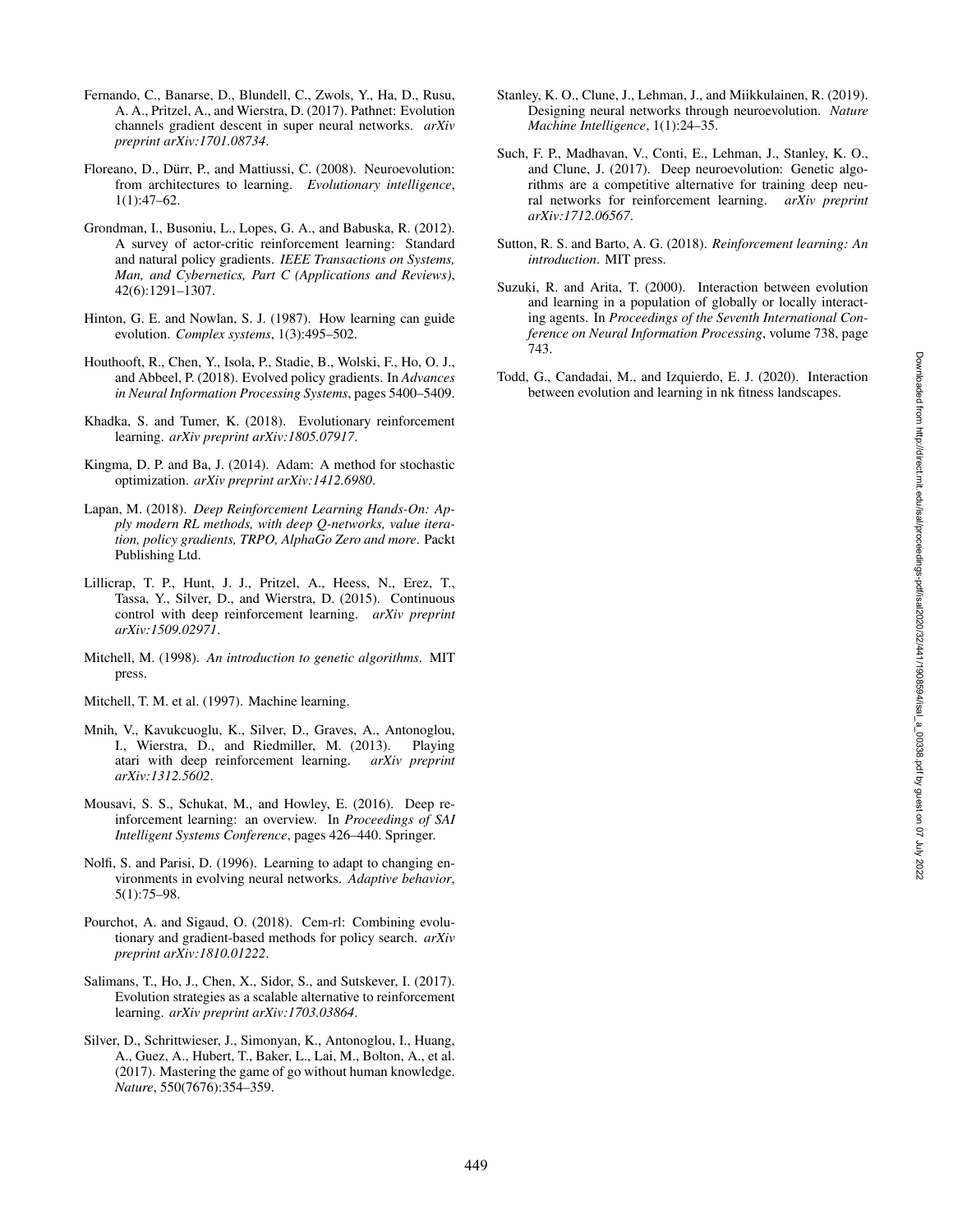Fernando, C., Banarse, D., Blundell, C., Zwols, Y., Ha, D., Rusu, A. A., Pritzel, A., and Wierstra, D. (2017). Pathnet: Evolution channels gradient descent in super neural networks. *arXiv preprint arXiv:1701.08734*.

Floreano, D., Dürr, P., and Mattiussi, C. (2008). Neuroevolution: from architectures to learning. *Evolutionary intelligence*, 1(1):47–62.

Grondman, I., Busoniu, L., Lopes, G. A., and Babuska, R. (2012). A survey of actor-critic reinforcement learning: Standard and natural policy gradients. *IEEE Transactions on Systems, Man, and Cybernetics, Part C (Applications and Reviews)*, 42(6):1291–1307.

Hinton, G. E. and Nowlan, S. J. (1987). How learning can guide evolution. *Complex systems*, 1(3):495–502.

Houthooft, R., Chen, Y., Isola, P., Stadie, B., Wolski, F., Ho, O. J., and Abbeel, P. (2018). Evolved policy gradients. In *Advances in Neural Information Processing Systems*, pages 5400–5409.

Khadka, S. and Tumer, K. (2018). Evolutionary reinforcement learning. *arXiv preprint arXiv:1805.07917*.

Kingma, D. P. and Ba, J. (2014). Adam: A method for stochastic optimization. *arXiv preprint arXiv:1412.6980*.

Lapan, M. (2018). *Deep Reinforcement Learning Hands-On: Apply modern RL methods, with deep Q-networks, value iteration, policy gradients, TRPO, AlphaGo Zero and more*. Packt Publishing Ltd.

Lillicrap, T. P., Hunt, J. J., Pritzel, A., Heess, N., Erez, T., Tassa, Y., Silver, D., and Wierstra, D. (2015). Continuous control with deep reinforcement learning. *arXiv preprint arXiv:1509.02971*.

Mitchell, M. (1998). *An introduction to genetic algorithms*. MIT press.

Mitchell, T. M. et al. (1997). Machine learning.

Mnih, V., Kavukcuoglu, K., Silver, D., Graves, A., Antonoglou, I., Wierstra, D., and Riedmiller, M. (2013). Playing atari with deep reinforcement learning. *arXiv preprint arXiv:1312.5602*.

Mousavi, S. S., Schukat, M., and Howley, E. (2016). Deep reinforcement learning: an overview. In *Proceedings of SAI Intelligent Systems Conference*, pages 426–440. Springer.

Nolfi, S. and Parisi, D. (1996). Learning to adapt to changing environments in evolving neural networks. *Adaptive behavior*, 5(1):75–98.

Pourchot, A. and Sigaud, O. (2018). Cem-rl: Combining evolutionary and gradient-based methods for policy search. *arXiv preprint arXiv:1810.01222*.

Salimans, T., Ho, J., Chen, X., Sidor, S., and Sutskever, I. (2017). Evolution strategies as a scalable alternative to reinforcement learning. *arXiv preprint arXiv:1703.03864*.

Silver, D., Schrittwieser, J., Simonyan, K., Antonoglou, I., Huang, A., Guez, A., Hubert, T., Baker, L., Lai, M., Bolton, A., et al. (2017). Mastering the game of go without human knowledge. *Nature*, 550(7676):354–359.

Stanley, K. O., Clune, J., Lehman, J., and Miikkulainen, R. (2019). Designing neural networks through neuroevolution. *Nature Machine Intelligence*, 1(1):24–35.

Such, F. P., Madhavan, V., Conti, E., Lehman, J., Stanley, K. O., and Clune, J. (2017). Deep neuroevolution: Genetic algorithms are a competitive alternative for training deep neural networks for reinforcement learning. *arXiv preprint arXiv:1712.06567*.

Sutton, R. S. and Barto, A. G. (2018). *Reinforcement learning: An introduction*. MIT press.

Suzuki, R. and Arita, T. (2000). Interaction between evolution and learning in a population of globally or locally interacting agents. In *Proceedings of the Seventh International Conference on Neural Information Processing*, volume 738, page 743.

Todd, G., Candadai, M., and Izquierdo, E. J. (2020). Interaction between evolution and learning in nk fitness landscapes.